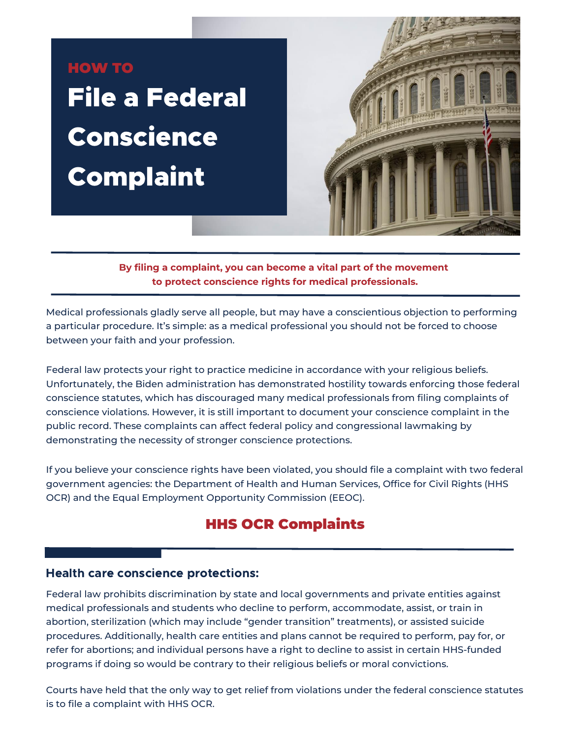HOW TO

# File a Federal Conscience Complaint

**By filing a complaint, you can become a vital part of the movement to protect conscience rights for medical professionals.**

Medical professionals gladly serve all people, but may have a conscientious objection to performing a particular procedure. It's simple: as a medical professional you should not be forced to choose between your faith and your profession.

Federal law protects your right to practice medicine in accordance with your religious beliefs. Unfortunately, the Biden administration has demonstrated hostility towards enforcing those federal conscience statutes, which has discouraged many medical professionals from filing complaints of conscience violations. However, it is still important to document your conscience complaint in the public record. These complaints can affect federal policy and congressional lawmaking by demonstrating the necessity of stronger conscience protections.

If you believe your conscience rights have been violated, you should file a complaint with two federal government agencies: the Department of Health and Human Services, Office for Civil Rights (HHS OCR) and the Equal Employment Opportunity Commission (EEOC).

## HHS OCR Complaints

### Health care conscience protections:

Federal law prohibits discrimination by state and local governments and private entities against medical professionals and students who decline to perform, accommodate, assist, or train in abortion, sterilization (which may include "gender transition" treatments), or assisted suicide procedures. Additionally, health care entities and plans cannot be required to perform, pay for, or refer for abortions; and individual persons have a right to decline to assist in certain HHS-funded programs if doing so would be contrary to their religious beliefs or moral convictions.

Courts have held that the only way to get relief from violations under the federal conscience statutes is to file a complaint with HHS OCR.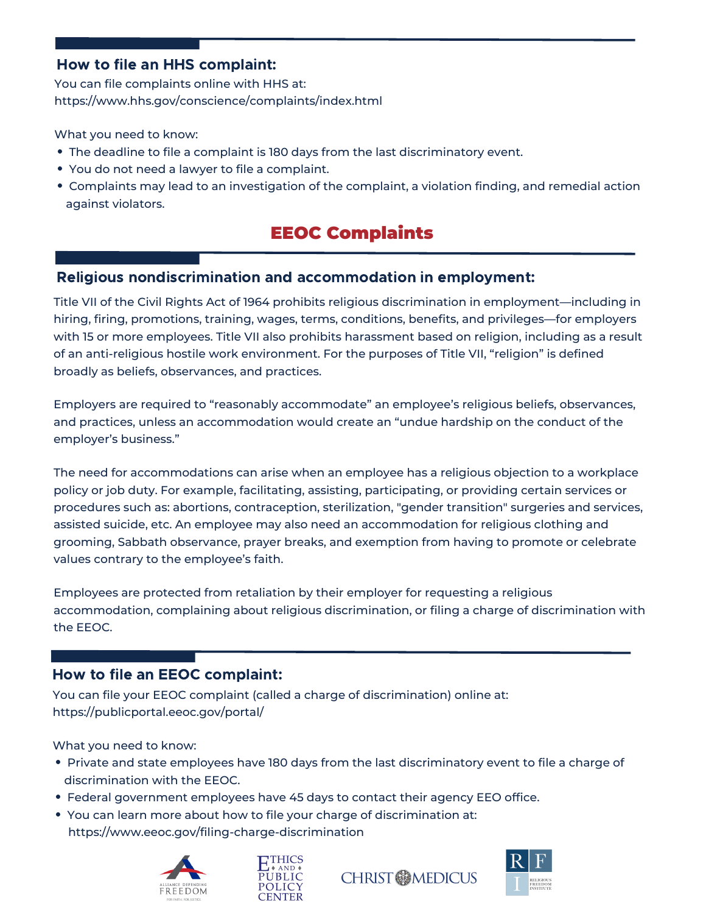### How to file an HHS complaint:

You can file complaints online with HHS at:
https://www.hhs.gov/conscience/complaints/index.html

What you need to know:

- The deadline to file a complaint is 180 days from the last discriminatory event.
- You do not need a lawyer to file a complaint.
- Complaints may lead to an investigation of the complaint, a violation finding, and remedial action against violators.

## EEOC Complaints

### Religious nondiscrimination and accommodation in employment:

Title VII of the Civil Rights Act of 1964 prohibits religious discrimination in employment—including in hiring, firing, promotions, training, wages, terms, conditions, benefits, and privileges—for employers with 15 or more employees. Title VII also prohibits harassment based on religion, including as a result of an anti-religious hostile work environment. For the purposes of Title VII, "religion" is defined broadly as beliefs, observances, and practices.

Employers are required to "reasonably accommodate" an employee's religious beliefs, observances, and practices, unless an accommodation would create an "undue hardship on the conduct of the employer's business."

The need for accommodations can arise when an employee has a religious objection to a workplace policy or job duty. For example, facilitating, assisting, participating, or providing certain services or procedures such as: abortions, contraception, sterilization, "gender transition" surgeries and services, assisted suicide, etc. An employee may also need an accommodation for religious clothing and grooming, Sabbath observance, prayer breaks, and exemption from having to promote or celebrate values contrary to the employee's faith.

Employees are protected from retaliation by their employer for requesting a religious accommodation, complaining about religious discrimination, or filing a charge of discrimination with the EEOC.

### How to file an EEOC complaint:

You can file your EEOC complaint (called a charge of discrimination) online at:
https://publicportal.eeoc.gov/portal/

What you need to know:

- Private and state employees have 180 days from the last discriminatory event to file a charge of discrimination with the EEOC.
- Federal government employees have 45 days to contact their agency EEO office.
- You can learn more about how to file your charge of discrimination at: https://www.eeoc.gov/filing-charge-discrimination

Alliance Defending Freedom | Ethics and Public Policy Center | Christ Medicus | Religious Freedom Institute